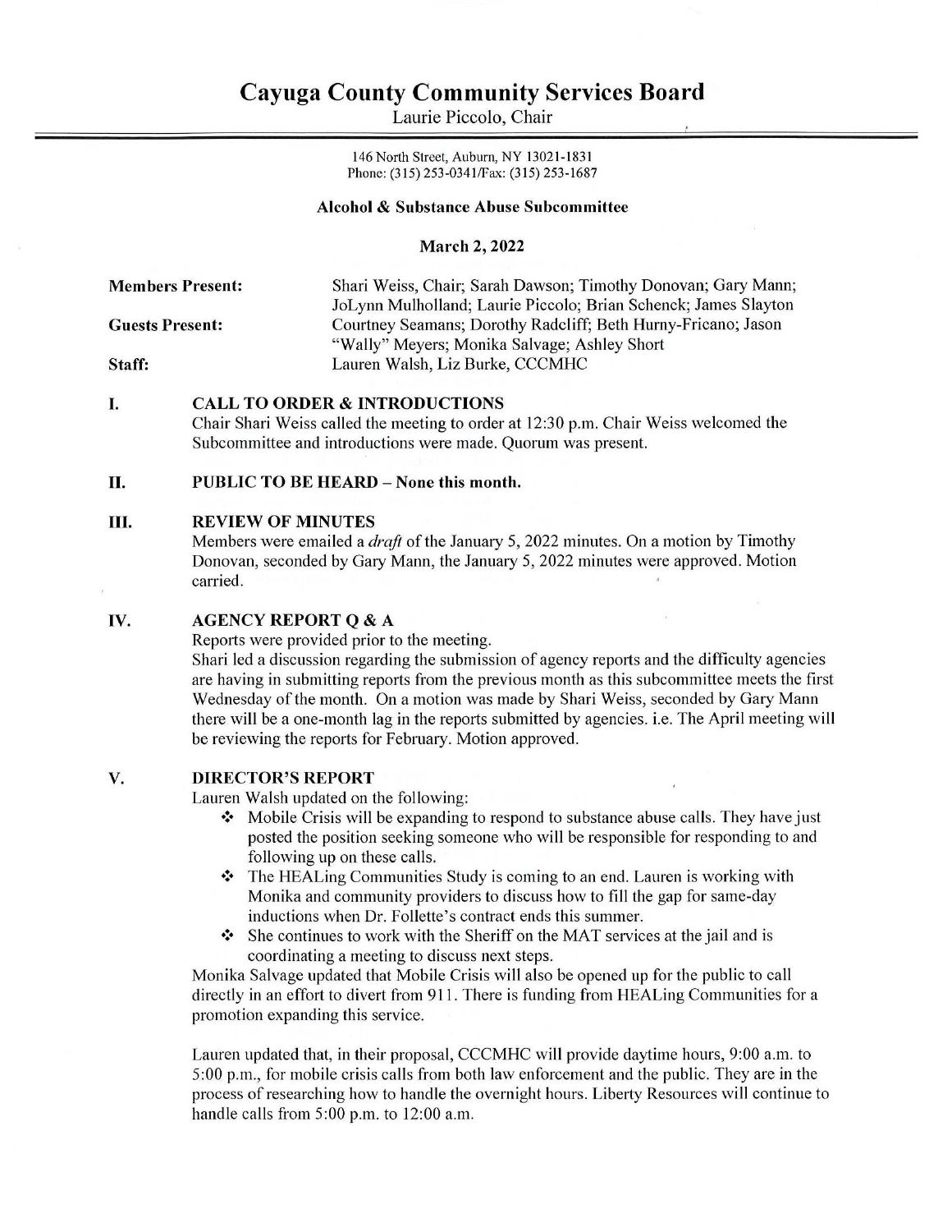# Cayuga County Community Services Board

Laurie Piccolo, Chair

146 North Street, Auburn, NY 13021-1831
Phone: (315) 253-0341/Fax: (315) 253-1687

**Alcohol & Substance Abuse Subcommittee**

**March 2, 2022**

**Members Present:** Shari Weiss, Chair; Sarah Dawson; Timothy Donovan; Gary Mann; JoLynn Mulholland; Laurie Piccolo; Brian Schenck; James Slayton

**Guests Present:** Courtney Seamans; Dorothy Radcliff; Beth Hurny-Fricano; Jason "Wally" Meyers; Monika Salvage; Ashley Short

**Staff:** Lauren Walsh, Liz Burke, CCCMHC

## I. CALL TO ORDER & INTRODUCTIONS

Chair Shari Weiss called the meeting to order at 12:30 p.m. Chair Weiss welcomed the Subcommittee and introductions were made. Quorum was present.

## II. PUBLIC TO BE HEARD – None this month.

## III. REVIEW OF MINUTES

Members were emailed a *draft* of the January 5, 2022 minutes. On a motion by Timothy Donovan, seconded by Gary Mann, the January 5, 2022 minutes were approved. Motion carried.

## IV. AGENCY REPORT Q & A

Reports were provided prior to the meeting.

Shari led a discussion regarding the submission of agency reports and the difficulty agencies are having in submitting reports from the previous month as this subcommittee meets the first Wednesday of the month. On a motion was made by Shari Weiss, seconded by Gary Mann there will be a one-month lag in the reports submitted by agencies. i.e. The April meeting will be reviewing the reports for February. Motion approved.

## V. DIRECTOR'S REPORT

Lauren Walsh updated on the following:

- Mobile Crisis will be expanding to respond to substance abuse calls. They have just posted the position seeking someone who will be responsible for responding to and following up on these calls.
- The HEALing Communities Study is coming to an end. Lauren is working with Monika and community providers to discuss how to fill the gap for same-day inductions when Dr. Follette's contract ends this summer.
- She continues to work with the Sheriff on the MAT services at the jail and is coordinating a meeting to discuss next steps.

Monika Salvage updated that Mobile Crisis will also be opened up for the public to call directly in an effort to divert from 911. There is funding from HEALing Communities for a promotion expanding this service.

Lauren updated that, in their proposal, CCCMHC will provide daytime hours, 9:00 a.m. to 5:00 p.m., for mobile crisis calls from both law enforcement and the public. They are in the process of researching how to handle the overnight hours. Liberty Resources will continue to handle calls from 5:00 p.m. to 12:00 a.m.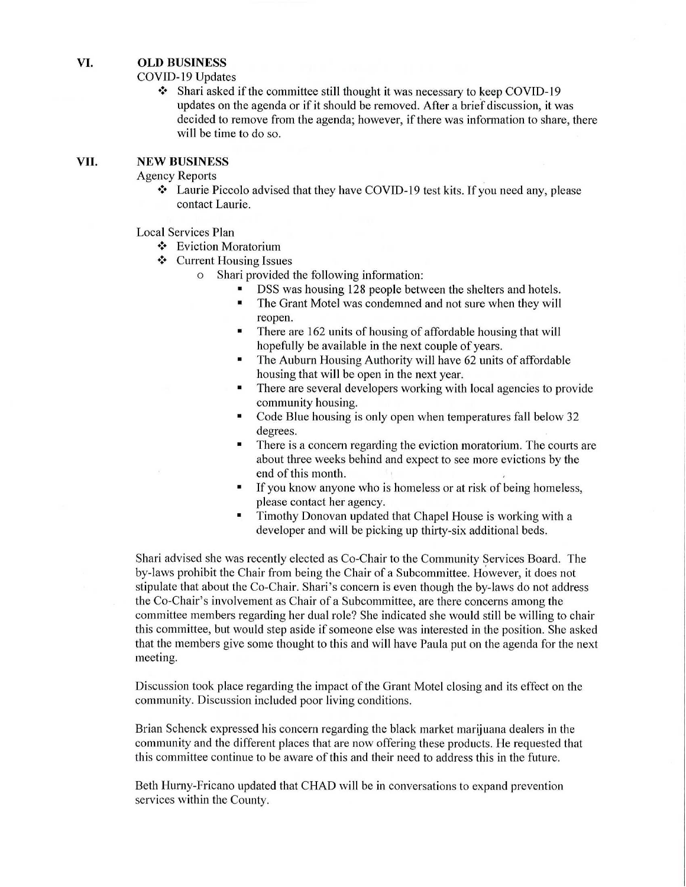## VI. OLD BUSINESS

COVID-19 Updates

- Shari asked if the committee still thought it was necessary to keep COVID-19 updates on the agenda or if it should be removed. After a brief discussion, it was decided to remove from the agenda; however, if there was information to share, there will be time to do so.

## VII. NEW BUSINESS

Agency Reports

- Laurie Piccolo advised that they have COVID-19 test kits. If you need any, please contact Laurie.

Local Services Plan

- Eviction Moratorium
- Current Housing Issues
  - Shari provided the following information:
    - DSS was housing 128 people between the shelters and hotels.
    - The Grant Motel was condemned and not sure when they will reopen.
    - There are 162 units of housing of affordable housing that will hopefully be available in the next couple of years.
    - The Auburn Housing Authority will have 62 units of affordable housing that will be open in the next year.
    - There are several developers working with local agencies to provide community housing.
    - Code Blue housing is only open when temperatures fall below 32 degrees.
    - There is a concern regarding the eviction moratorium. The courts are about three weeks behind and expect to see more evictions by the end of this month.
    - If you know anyone who is homeless or at risk of being homeless, please contact her agency.
    - Timothy Donovan updated that Chapel House is working with a developer and will be picking up thirty-six additional beds.

Shari advised she was recently elected as Co-Chair to the Community Services Board. The by-laws prohibit the Chair from being the Chair of a Subcommittee. However, it does not stipulate that about the Co-Chair. Shari's concern is even though the by-laws do not address the Co-Chair's involvement as Chair of a Subcommittee, are there concerns among the committee members regarding her dual role? She indicated she would still be willing to chair this committee, but would step aside if someone else was interested in the position. She asked that the members give some thought to this and will have Paula put on the agenda for the next meeting.

Discussion took place regarding the impact of the Grant Motel closing and its effect on the community. Discussion included poor living conditions.

Brian Schenck expressed his concern regarding the black market marijuana dealers in the community and the different places that are now offering these products. He requested that this committee continue to be aware of this and their need to address this in the future.

Beth Hurny-Fricano updated that CHAD will be in conversations to expand prevention services within the County.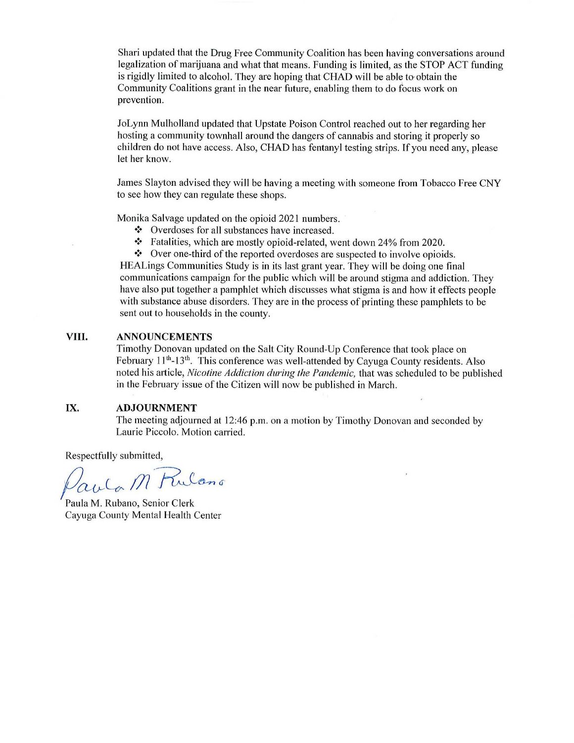Shari updated that the Drug Free Community Coalition has been having conversations around legalization of marijuana and what that means. Funding is limited, as the STOP ACT funding is rigidly limited to alcohol. They are hoping that CHAD will be able to obtain the Community Coalitions grant in the near future, enabling them to do focus work on prevention.

JoLynn Mulholland updated that Upstate Poison Control reached out to her regarding her hosting a community townhall around the dangers of cannabis and storing it properly so children do not have access. Also, CHAD has fentanyl testing strips. If you need any, please let her know.

James Slayton advised they will be having a meeting with someone from Tobacco Free CNY to see how they can regulate these shops.

Monika Salvage updated on the opioid 2021 numbers.

- Overdoses for all substances have increased.
- Fatalities, which are mostly opioid-related, went down 24% from 2020.
- Over one-third of the reported overdoses are suspected to involve opioids.

HEALings Communities Study is in its last grant year. They will be doing one final communications campaign for the public which will be around stigma and addiction. They have also put together a pamphlet which discusses what stigma is and how it effects people with substance abuse disorders. They are in the process of printing these pamphlets to be sent out to households in the county.

## VIII. ANNOUNCEMENTS

Timothy Donovan updated on the Salt City Round-Up Conference that took place on February 11th-13th. This conference was well-attended by Cayuga County residents. Also noted his article, *Nicotine Addiction during the Pandemic,* that was scheduled to be published in the February issue of the Citizen will now be published in March.

## IX. ADJOURNMENT

The meeting adjourned at 12:46 p.m. on a motion by Timothy Donovan and seconded by Laurie Piccolo. Motion carried.

Respectfully submitted,

Paula M Rubano

Paula M. Rubano, Senior Clerk
Cayuga County Mental Health Center